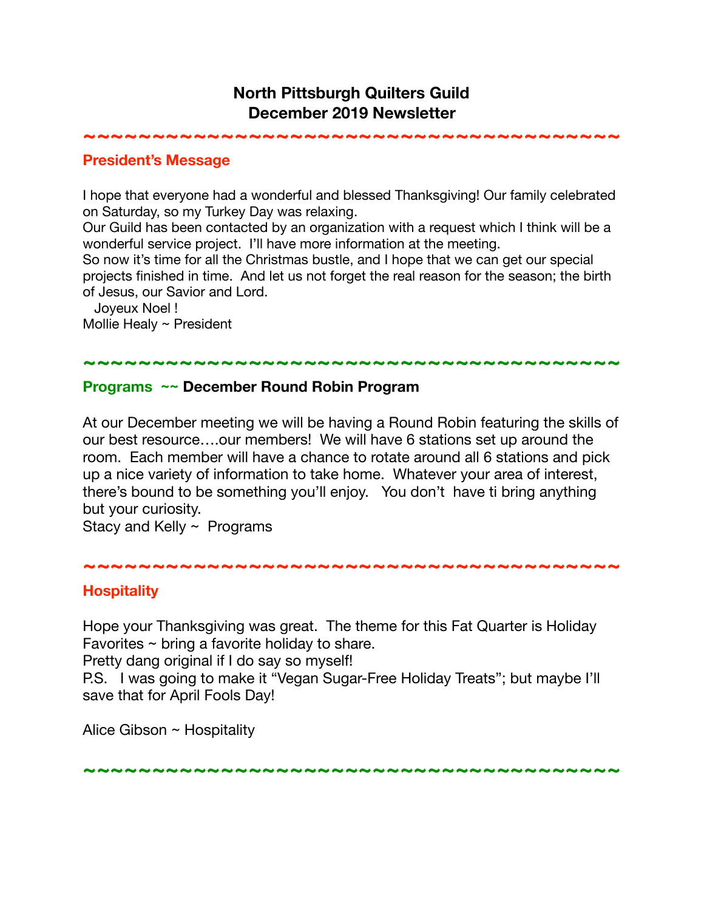# North Pittsburgh Quilters Guild
# December 2019 Newsletter

~~~~~~~~~~~~~~~~~~~~~~~~~~~~~~~~~~~~~~~~

## President's Message

I hope that everyone had a wonderful and blessed Thanksgiving! Our family celebrated on Saturday, so my Turkey Day was relaxing.
Our Guild has been contacted by an organization with a request which I think will be a wonderful service project. I'll have more information at the meeting.
So now it's time for all the Christmas bustle, and I hope that we can get our special projects finished in time. And let us not forget the real reason for the season; the birth of Jesus, our Savior and Lord.
Joyeux Noel !
Mollie Healy ~ President

~~~~~~~~~~~~~~~~~~~~~~~~~~~~~~~~~~~~~~~~

## Programs ~~ **December Round Robin Program**

At our December meeting we will be having a Round Robin featuring the skills of our best resource….our members! We will have 6 stations set up around the room. Each member will have a chance to rotate around all 6 stations and pick up a nice variety of information to take home. Whatever your area of interest, there's bound to be something you'll enjoy. You don't have ti bring anything but your curiosity.
Stacy and Kelly ~ Programs

~~~~~~~~~~~~~~~~~~~~~~~~~~~~~~~~~~~~~~~~

## Hospitality

Hope your Thanksgiving was great. The theme for this Fat Quarter is Holiday Favorites ~ bring a favorite holiday to share.
Pretty dang original if I do say so myself!
P.S. I was going to make it "Vegan Sugar-Free Holiday Treats"; but maybe I'll save that for April Fools Day!

Alice Gibson ~ Hospitality

~~~~~~~~~~~~~~~~~~~~~~~~~~~~~~~~~~~~~~~~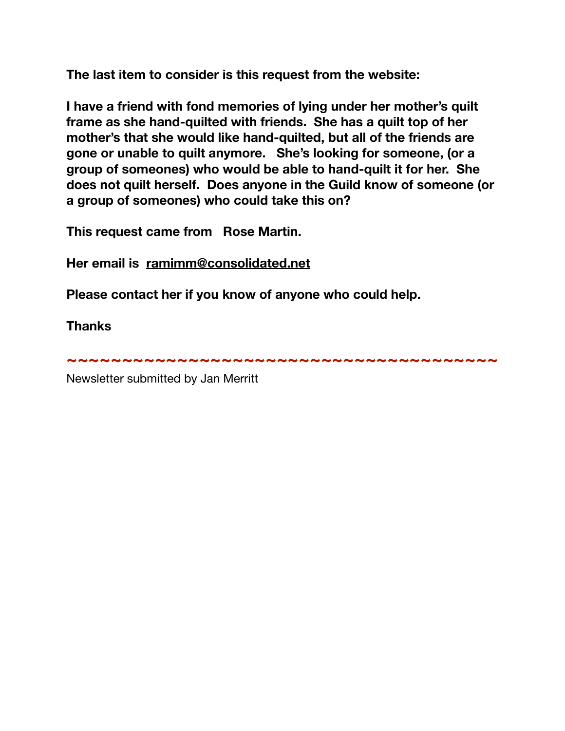**The last item to consider is this request from the website:**

**I have a friend with fond memories of lying under her mother's quilt frame as she hand-quilted with friends. She has a quilt top of her mother's that she would like hand-quilted, but all of the friends are gone or unable to quilt anymore. She's looking for someone, (or a group of someones) who would be able to hand-quilt it for her. She does not quilt herself. Does anyone in the Guild know of someone (or a group of someones) who could take this on?**

**This request came from Rose Martin.**

**Her email is ramimm@consolidated.net**

**Please contact her if you know of anyone who could help.**

**Thanks**

~~~~~~~~~~~~~~~~~~~~~~~~~~~~~~~~~~~~~~~~

Newsletter submitted by Jan Merritt